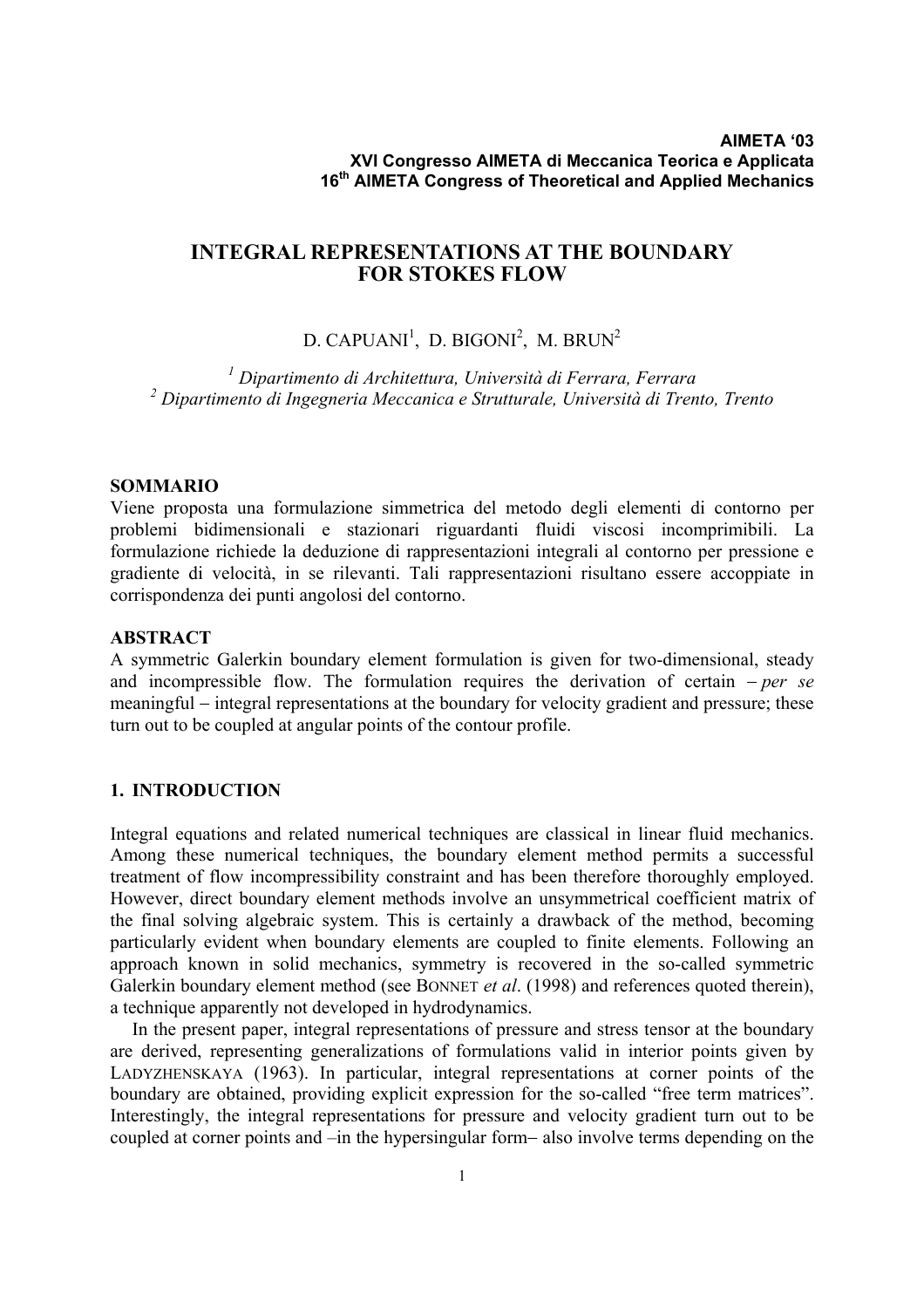**AIMETA '03**
**XVI Congresso AIMETA di Meccanica Teorica e Applicata**
**16th AIMETA Congress of Theoretical and Applied Mechanics**

# INTEGRAL REPRESENTATIONS AT THE BOUNDARY FOR STOKES FLOW

D. CAPUANI[1], D. BIGONI[2], M. BRUN[2]

[1] *Dipartimento di Architettura, Università di Ferrara, Ferrara*
[2] *Dipartimento di Ingegneria Meccanica e Strutturale, Università di Trento, Trento*

**SOMMARIO**

Viene proposta una formulazione simmetrica del metodo degli elementi di contorno per problemi bidimensionali e stazionari riguardanti fluidi viscosi incomprimibili. La formulazione richiede la deduzione di rappresentazioni integrali al contorno per pressione e gradiente di velocità, in se rilevanti. Tali rappresentazioni risultano essere accoppiate in corrispondenza dei punti angolosi del contorno.

**ABSTRACT**

A symmetric Galerkin boundary element formulation is given for two-dimensional, steady and incompressible flow. The formulation requires the derivation of certain − *per se* meaningful − integral representations at the boundary for velocity gradient and pressure; these turn out to be coupled at angular points of the contour profile.

## 1. INTRODUCTION

Integral equations and related numerical techniques are classical in linear fluid mechanics. Among these numerical techniques, the boundary element method permits a successful treatment of flow incompressibility constraint and has been therefore thoroughly employed. However, direct boundary element methods involve an unsymmetrical coefficient matrix of the final solving algebraic system. This is certainly a drawback of the method, becoming particularly evident when boundary elements are coupled to finite elements. Following an approach known in solid mechanics, symmetry is recovered in the so-called symmetric Galerkin boundary element method (see BONNET *et al*. (1998) and references quoted therein), a technique apparently not developed in hydrodynamics.

In the present paper, integral representations of pressure and stress tensor at the boundary are derived, representing generalizations of formulations valid in interior points given by LADYZHENSKAYA (1963). In particular, integral representations at corner points of the boundary are obtained, providing explicit expression for the so-called "free term matrices". Interestingly, the integral representations for pressure and velocity gradient turn out to be coupled at corner points and –in the hypersingular form− also involve terms depending on the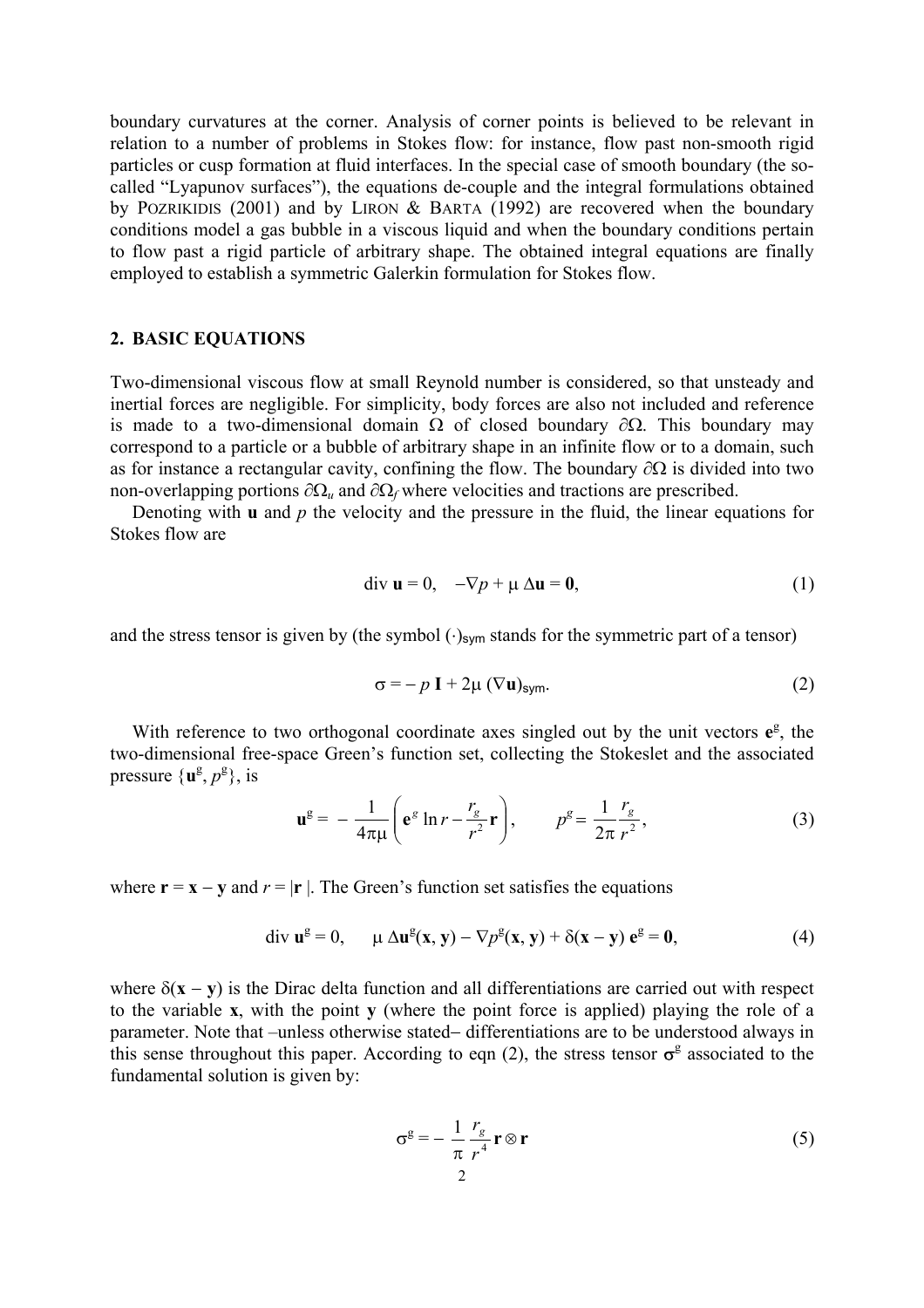boundary curvatures at the corner. Analysis of corner points is believed to be relevant in relation to a number of problems in Stokes flow: for instance, flow past non-smooth rigid particles or cusp formation at fluid interfaces. In the special case of smooth boundary (the so-called "Lyapunov surfaces"), the equations de-couple and the integral formulations obtained by POZRIKIDIS (2001) and by LIRON & BARTA (1992) are recovered when the boundary conditions model a gas bubble in a viscous liquid and when the boundary conditions pertain to flow past a rigid particle of arbitrary shape. The obtained integral equations are finally employed to establish a symmetric Galerkin formulation for Stokes flow.

## 2. BASIC EQUATIONS

Two-dimensional viscous flow at small Reynold number is considered, so that unsteady and inertial forces are negligible. For simplicity, body forces are also not included and reference is made to a two-dimensional domain $\Omega$ of closed boundary $\partial\Omega$. This boundary may correspond to a particle or a bubble of arbitrary shape in an infinite flow or to a domain, such as for instance a rectangular cavity, confining the flow. The boundary $\partial\Omega$ is divided into two non-overlapping portions $\partial\Omega_u$ and $\partial\Omega_f$ where velocities and tractions are prescribed.

Denoting with $\mathbf{u}$ and $p$ the velocity and the pressure in the fluid, the linear equations for Stokes flow are

$$\operatorname{div} \mathbf{u} = 0, \quad -\nabla p + \mu\, \Delta \mathbf{u} = \mathbf{0}, \tag{1}$$

and the stress tensor is given by (the symbol $(\cdot)_{\text{sym}}$ stands for the symmetric part of a tensor)

$$\sigma = -\, p\, \mathbf{I} + 2\mu\, (\nabla \mathbf{u})_{\text{sym}}. \tag{2}$$

With reference to two orthogonal coordinate axes singled out by the unit vectors $\mathbf{e}^g$, the two-dimensional free-space Green's function set, collecting the Stokeslet and the associated pressure $\{\mathbf{u}^g, p^g\}$, is

$$\mathbf{u}^g = -\frac{1}{4\pi\mu}\left(\mathbf{e}^g \ln r - \frac{r_g}{r^2}\mathbf{r}\right), \qquad p^g = \frac{1}{2\pi}\frac{r_g}{r^2}, \tag{3}$$

where $\mathbf{r} = \mathbf{x} - \mathbf{y}$ and $r = |\mathbf{r}|$. The Green's function set satisfies the equations

$$\operatorname{div} \mathbf{u}^g = 0, \qquad \mu\, \Delta \mathbf{u}^g(\mathbf{x}, \mathbf{y}) - \nabla p^g(\mathbf{x}, \mathbf{y}) + \delta(\mathbf{x} - \mathbf{y})\, \mathbf{e}^g = \mathbf{0}, \tag{4}$$

where $\delta(\mathbf{x} - \mathbf{y})$ is the Dirac delta function and all differentiations are carried out with respect to the variable $\mathbf{x}$, with the point $\mathbf{y}$ (where the point force is applied) playing the role of a parameter. Note that –unless otherwise stated– differentiations are to be understood always in this sense throughout this paper. According to eqn (2), the stress tensor $\boldsymbol{\sigma}^g$ associated to the fundamental solution is given by:

$$\sigma^g = -\frac{1}{\pi}\frac{r_g}{r^4}\mathbf{r} \otimes \mathbf{r} \tag{5}$$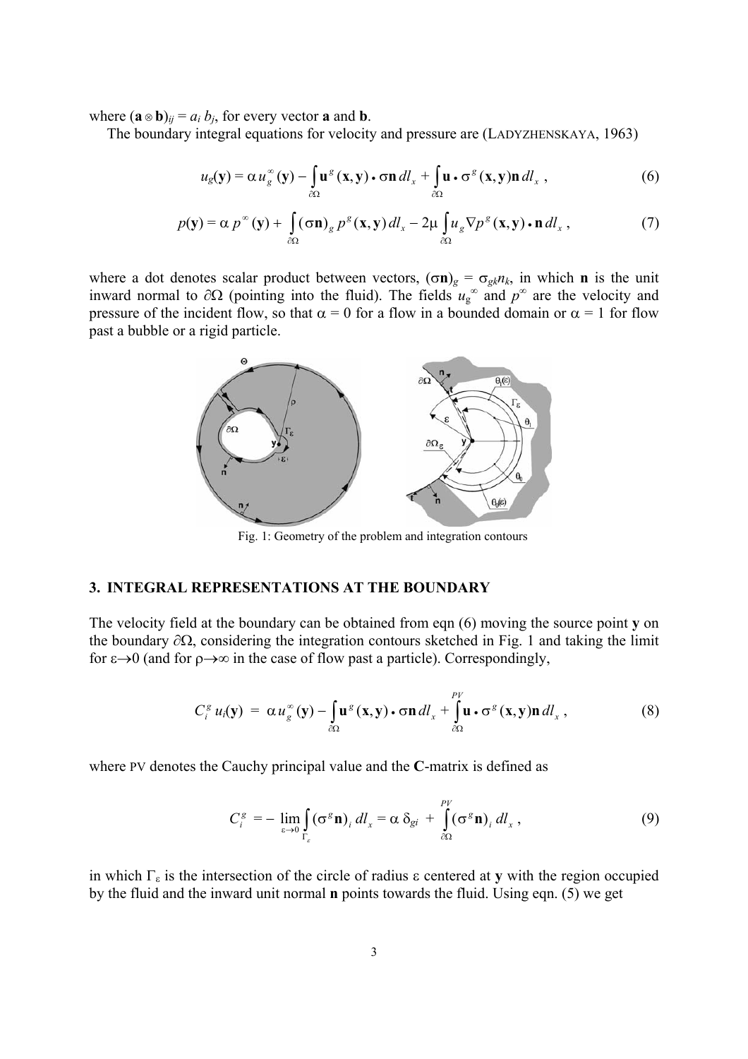where $(\mathbf{a} \otimes \mathbf{b})_{ij} = a_i\, b_j$, for every vector $\mathbf{a}$ and $\mathbf{b}$.

The boundary integral equations for velocity and pressure are (LADYZHENSKAYA, 1963)

$$u_g(\mathbf{y}) = \alpha\, u_g^{\infty}(\mathbf{y}) - \int_{\partial\Omega} \mathbf{u}^g(\mathbf{x},\mathbf{y}) \bullet \sigma\mathbf{n}\, dl_x + \int_{\partial\Omega} \mathbf{u} \bullet \sigma^g(\mathbf{x},\mathbf{y})\mathbf{n}\, dl_x \,, \tag{6}$$

$$p(\mathbf{y}) = \alpha\, p^{\infty}(\mathbf{y}) + \int_{\partial\Omega} (\sigma\mathbf{n})_g\, p^g(\mathbf{x},\mathbf{y})\, dl_x - 2\mu \int_{\partial\Omega} u_g \nabla p^g(\mathbf{x},\mathbf{y}) \bullet \mathbf{n}\, dl_x \,, \tag{7}$$

where a dot denotes scalar product between vectors, $(\sigma\mathbf{n})_g = \sigma_{gk} n_k$, in which $\mathbf{n}$ is the unit inward normal to $\partial\Omega$ (pointing into the fluid). The fields $u_g^{\infty}$ and $p^{\infty}$ are the velocity and pressure of the incident flow, so that $\alpha = 0$ for a flow in a bounded domain or $\alpha = 1$ for flow past a bubble or a rigid particle.

Fig. 1: Geometry of the problem and integration contours

## 3. INTEGRAL REPRESENTATIONS AT THE BOUNDARY

The velocity field at the boundary can be obtained from eqn (6) moving the source point $\mathbf{y}$ on the boundary $\partial\Omega$, considering the integration contours sketched in Fig. 1 and taking the limit for $\varepsilon \to 0$ (and for $\rho \to \infty$ in the case of flow past a particle). Correspondingly,

$$C_i^g\, u_i(\mathbf{y}) = \alpha\, u_g^{\infty}(\mathbf{y}) - \int_{\partial\Omega} \mathbf{u}^g(\mathbf{x},\mathbf{y}) \bullet \sigma\mathbf{n}\, dl_x + \stackrel{PV}{\int_{\partial\Omega}} \mathbf{u} \bullet \sigma^g(\mathbf{x},\mathbf{y})\mathbf{n}\, dl_x \,, \tag{8}$$

where PV denotes the Cauchy principal value and the $\mathbf{C}$-matrix is defined as

$$C_i^g = -\lim_{\varepsilon \to 0} \int_{\Gamma_\varepsilon} (\sigma^g \mathbf{n})_i\, dl_x = \alpha\, \delta_{gi} + \stackrel{PV}{\int_{\partial\Omega}} (\sigma^g \mathbf{n})_i\, dl_x \,, \tag{9}$$

in which $\Gamma_\varepsilon$ is the intersection of the circle of radius $\varepsilon$ centered at $\mathbf{y}$ with the region occupied by the fluid and the inward unit normal $\mathbf{n}$ points towards the fluid. Using eqn. (5) we get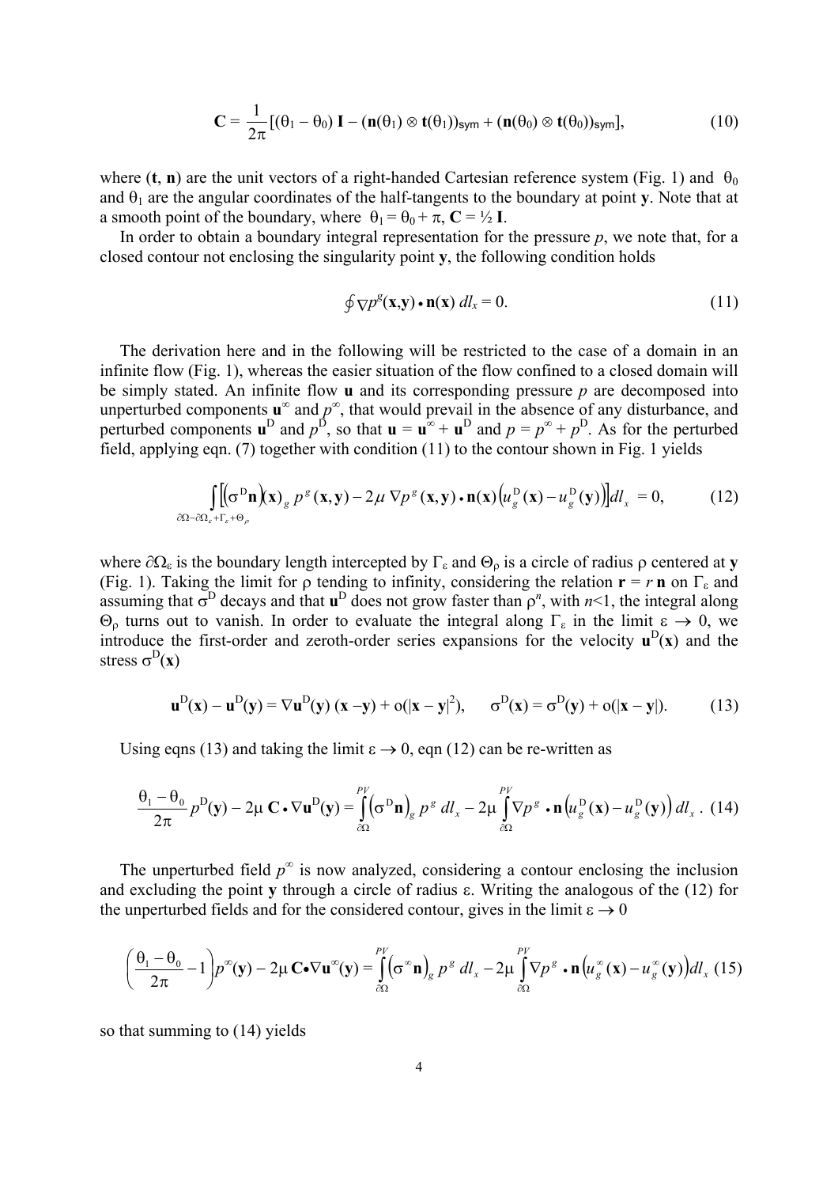$$\mathbf{C} = \frac{1}{2\pi}[(\theta_1 - \theta_0)\,\mathbf{I} - (\mathbf{n}(\theta_1) \otimes \mathbf{t}(\theta_1))_{\text{sym}} + (\mathbf{n}(\theta_0) \otimes \mathbf{t}(\theta_0))_{\text{sym}}], \tag{10}$$

where ($\mathbf{t}$, $\mathbf{n}$) are the unit vectors of a right-handed Cartesian reference system (Fig. 1) and $\theta_0$ and $\theta_1$ are the angular coordinates of the half-tangents to the boundary at point $\mathbf{y}$. Note that at a smooth point of the boundary, where $\theta_1 = \theta_0 + \pi$, $\mathbf{C} = ½\,\mathbf{I}$.

In order to obtain a boundary integral representation for the pressure $p$, we note that, for a closed contour not enclosing the singularity point $\mathbf{y}$, the following condition holds

$$\oint \nabla p^g(\mathbf{x},\mathbf{y}) \bullet \mathbf{n}(\mathbf{x})\, dl_x = 0. \tag{11}$$

The derivation here and in the following will be restricted to the case of a domain in an infinite flow (Fig. 1), whereas the easier situation of the flow confined to a closed domain will be simply stated. An infinite flow $\mathbf{u}$ and its corresponding pressure $p$ are decomposed into unperturbed components $\mathbf{u}^\infty$ and $p^\infty$, that would prevail in the absence of any disturbance, and perturbed components $\mathbf{u}^D$ and $p^D$, so that $\mathbf{u} = \mathbf{u}^\infty + \mathbf{u}^D$ and $p = p^\infty + p^D$. As for the perturbed field, applying eqn. (7) together with condition (11) to the contour shown in Fig. 1 yields

$$\int_{\partial\Omega - \partial\Omega_\varepsilon + \Gamma_\varepsilon + \Theta_\rho} \left[ \left(\sigma^D \mathbf{n}\right)(\mathbf{x})_g\, p^g(\mathbf{x},\mathbf{y}) - 2\mu\, \nabla p^g(\mathbf{x},\mathbf{y}) \bullet \mathbf{n}(\mathbf{x}) \left(u_g^D(\mathbf{x}) - u_g^D(\mathbf{y})\right)\right] dl_x = 0, \tag{12}$$

where $\partial\Omega_\varepsilon$ is the boundary length intercepted by $\Gamma_\varepsilon$ and $\Theta_\rho$ is a circle of radius $\rho$ centered at $\mathbf{y}$ (Fig. 1). Taking the limit for $\rho$ tending to infinity, considering the relation $\mathbf{r} = r\,\mathbf{n}$ on $\Gamma_\varepsilon$ and assuming that $\sigma^D$ decays and that $\mathbf{u}^D$ does not grow faster than $\rho^n$, with $n<1$, the integral along $\Theta_\rho$ turns out to vanish. In order to evaluate the integral along $\Gamma_\varepsilon$ in the limit $\varepsilon \to 0$, we introduce the first-order and zeroth-order series expansions for the velocity $\mathbf{u}^D(\mathbf{x})$ and the stress $\sigma^D(\mathbf{x})$

$$\mathbf{u}^D(\mathbf{x}) - \mathbf{u}^D(\mathbf{y}) = \nabla\mathbf{u}^D(\mathbf{y})\,(\mathbf{x} - \mathbf{y}) + o(|\mathbf{x} - \mathbf{y}|^2), \qquad \sigma^D(\mathbf{x}) = \sigma^D(\mathbf{y}) + o(|\mathbf{x} - \mathbf{y}|). \tag{13}$$

Using eqns (13) and taking the limit $\varepsilon \to 0$, eqn (12) can be re-written as

$$\frac{\theta_1 - \theta_0}{2\pi}\, p^D(\mathbf{y}) - 2\mu\, \mathbf{C} \bullet \nabla\mathbf{u}^D(\mathbf{y}) = \overset{PV}{\int_{\partial\Omega}} \left(\sigma^D \mathbf{n}\right)_g p^g\, dl_x - 2\mu \overset{PV}{\int_{\partial\Omega}} \nabla p^g \bullet \mathbf{n} \left(u_g^D(\mathbf{x}) - u_g^D(\mathbf{y})\right) dl_x\,. \tag{14}$$

The unperturbed field $p^\infty$ is now analyzed, considering a contour enclosing the inclusion and excluding the point $\mathbf{y}$ through a circle of radius $\varepsilon$. Writing the analogous of the (12) for the unperturbed fields and for the considered contour, gives in the limit $\varepsilon \to 0$

$$\left(\frac{\theta_1 - \theta_0}{2\pi} - 1\right) p^\infty(\mathbf{y}) - 2\mu\, \mathbf{C} \bullet \nabla\mathbf{u}^\infty(\mathbf{y}) = \overset{PV}{\int_{\partial\Omega}} \left(\sigma^\infty \mathbf{n}\right)_g p^g\, dl_x - 2\mu \overset{PV}{\int_{\partial\Omega}} \nabla p^g \bullet \mathbf{n} \left(u_g^\infty(\mathbf{x}) - u_g^\infty(\mathbf{y})\right) dl_x \tag{15}$$

so that summing to (14) yields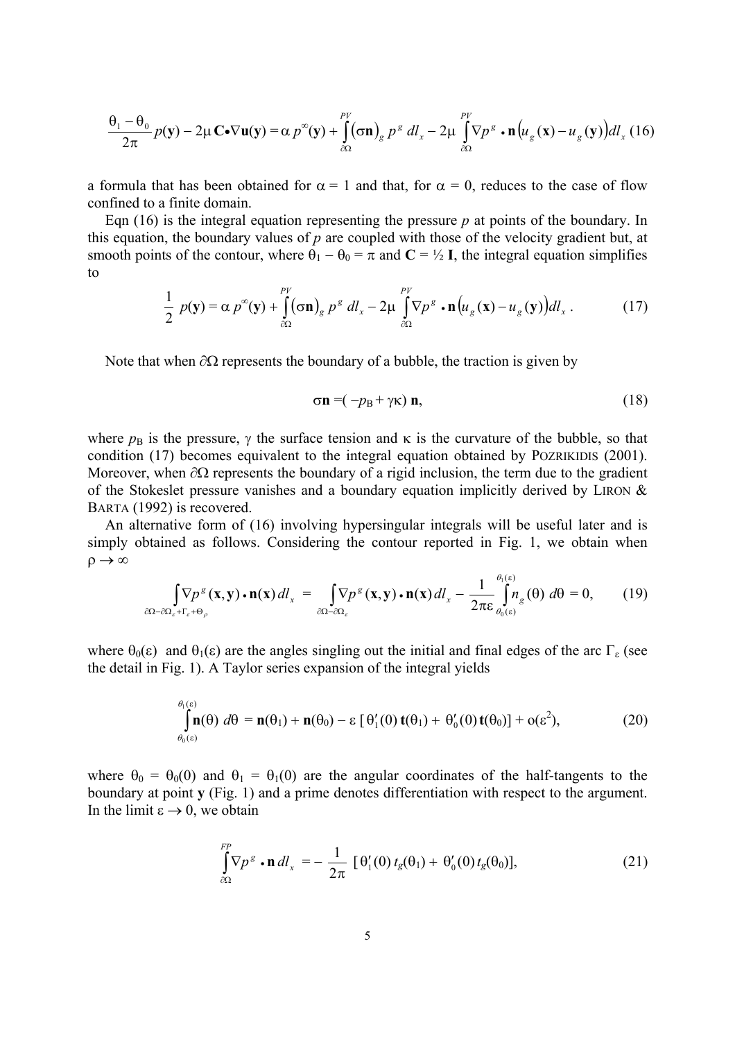$$\frac{\theta_1 - \theta_0}{2\pi} p(\mathbf{y}) - 2\mu\, \mathbf{C} \bullet \nabla \mathbf{u}(\mathbf{y}) = \alpha\, p^{\infty}(\mathbf{y}) + \overset{PV}{\int_{\partial\Omega}} (\sigma \mathbf{n})_g\, p^g\, dl_x - 2\mu \overset{PV}{\int_{\partial\Omega}} \nabla p^g \bullet \mathbf{n} \left( u_g(\mathbf{x}) - u_g(\mathbf{y}) \right) dl_x \quad (16)$$

a formula that has been obtained for $\alpha = 1$ and that, for $\alpha = 0$, reduces to the case of flow confined to a finite domain.

Eqn (16) is the integral equation representing the pressure $p$ at points of the boundary. In this equation, the boundary values of $p$ are coupled with those of the velocity gradient but, at smooth points of the contour, where $\theta_1 - \theta_0 = \pi$ and $\mathbf{C} = \frac{1}{2}\,\mathbf{I}$, the integral equation simplifies to

$$\frac{1}{2}\, p(\mathbf{y}) = \alpha\, p^{\infty}(\mathbf{y}) + \overset{PV}{\int_{\partial\Omega}} (\sigma \mathbf{n})_g\, p^g\, dl_x - 2\mu \overset{PV}{\int_{\partial\Omega}} \nabla p^g \bullet \mathbf{n} \left( u_g(\mathbf{x}) - u_g(\mathbf{y}) \right) dl_x\,. \quad (17)$$

Note that when $\partial\Omega$ represents the boundary of a bubble, the traction is given by

$$\sigma \mathbf{n} = (-p_B + \gamma\kappa)\, \mathbf{n}, \quad (18)$$

where $p_B$ is the pressure, $\gamma$ the surface tension and $\kappa$ is the curvature of the bubble, so that condition (17) becomes equivalent to the integral equation obtained by POZRIKIDIS (2001). Moreover, when $\partial\Omega$ represents the boundary of a rigid inclusion, the term due to the gradient of the Stokeslet pressure vanishes and a boundary equation implicitly derived by LIRON & BARTA (1992) is recovered.

An alternative form of (16) involving hypersingular integrals will be useful later and is simply obtained as follows. Considering the contour reported in Fig. 1, we obtain when $\rho \to \infty$

$$\int_{\partial\Omega - \partial\Omega_\varepsilon + \Gamma_\varepsilon + \Theta_\rho} \nabla p^g(\mathbf{x},\mathbf{y}) \bullet \mathbf{n}(\mathbf{x})\, dl_x = \int_{\partial\Omega - \partial\Omega_\varepsilon} \nabla p^g(\mathbf{x},\mathbf{y}) \bullet \mathbf{n}(\mathbf{x})\, dl_x - \frac{1}{2\pi\varepsilon} \int_{\theta_0(\varepsilon)}^{\theta_1(\varepsilon)} n_g(\theta)\, d\theta = 0, \quad (19)$$

where $\theta_0(\varepsilon)$ and $\theta_1(\varepsilon)$ are the angles singling out the initial and final edges of the arc $\Gamma_\varepsilon$ (see the detail in Fig. 1). A Taylor series expansion of the integral yields

$$\int_{\theta_0(\varepsilon)}^{\theta_1(\varepsilon)} \mathbf{n}(\theta)\, d\theta = \mathbf{n}(\theta_1) + \mathbf{n}(\theta_0) - \varepsilon\, [\, \theta_1'(0)\, \mathbf{t}(\theta_1) + \theta_0'(0)\, \mathbf{t}(\theta_0)] + o(\varepsilon^2), \quad (20)$$

where $\theta_0 = \theta_0(0)$ and $\theta_1 = \theta_1(0)$ are the angular coordinates of the half-tangents to the boundary at point $\mathbf{y}$ (Fig. 1) and a prime denotes differentiation with respect to the argument. In the limit $\varepsilon \to 0$, we obtain

$$\overset{FP}{\int_{\partial\Omega}} \nabla p^g \bullet \mathbf{n}\, dl_x = -\frac{1}{2\pi}\, [\, \theta_1'(0)\, t_g(\theta_1) + \theta_0'(0)\, t_g(\theta_0)], \quad (21)$$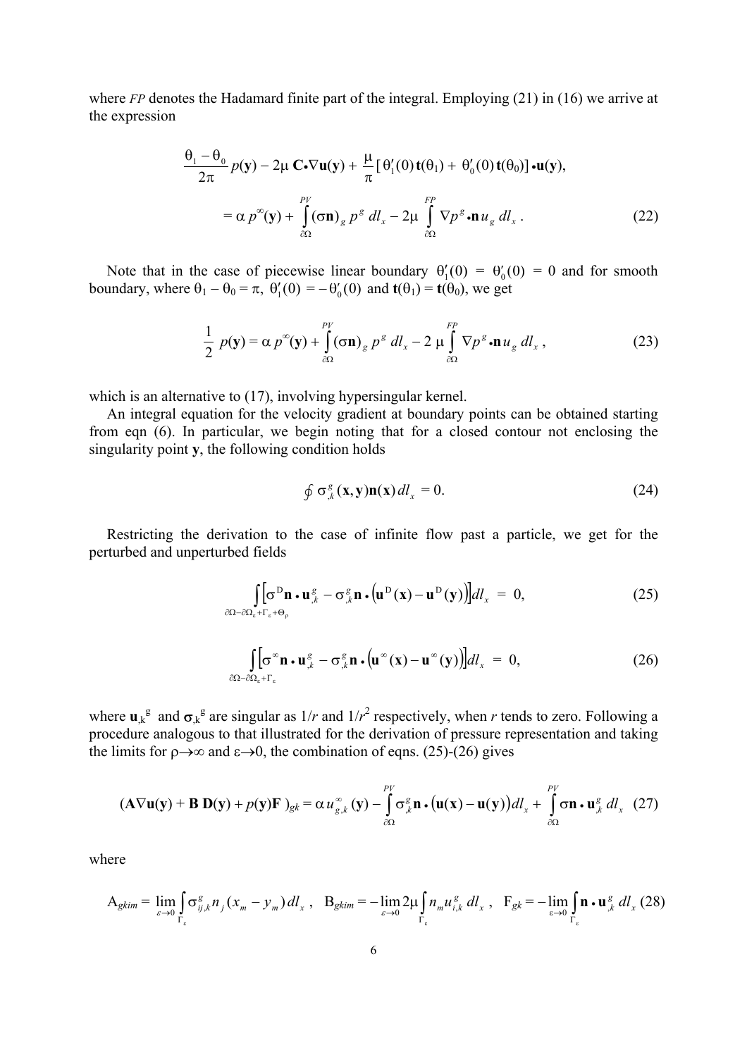where *FP* denotes the Hadamard finite part of the integral. Employing (21) in (16) we arrive at the expression

$$\frac{\theta_1 - \theta_0}{2\pi}\, p(\mathbf{y}) - 2\mu\, \mathbf{C} \bullet \nabla \mathbf{u}(\mathbf{y}) + \frac{\mu}{\pi}\left[\, \theta_1'(0)\, \mathbf{t}(\theta_1) + \theta_0'(0)\, \mathbf{t}(\theta_0)\right] \bullet \mathbf{u}(\mathbf{y}),$$

$$= \alpha\, p^{\infty}(\mathbf{y}) + \overset{PV}{\int_{\partial\Omega}} (\sigma \mathbf{n})_g\, p^g\, dl_x - 2\mu \overset{FP}{\int_{\partial\Omega}} \nabla p^g \bullet \mathbf{n}\, u_g\, dl_x\,. \tag{22}$$

Note that in the case of piecewise linear boundary $\theta_1'(0) = \theta_0'(0) = 0$ and for smooth boundary, where $\theta_1 - \theta_0 = \pi$, $\theta_1'(0) = -\theta_0'(0)$ and $\mathbf{t}(\theta_1) = \mathbf{t}(\theta_0)$, we get

$$\frac{1}{2}\, p(\mathbf{y}) = \alpha\, p^{\infty}(\mathbf{y}) + \overset{PV}{\int_{\partial\Omega}} (\sigma \mathbf{n})_g\, p^g\, dl_x - 2\,\mu \overset{FP}{\int_{\partial\Omega}} \nabla p^g \bullet \mathbf{n}\, u_g\, dl_x\,, \tag{23}$$

which is an alternative to (17), involving hypersingular kernel.

An integral equation for the velocity gradient at boundary points can be obtained starting from eqn (6). In particular, we begin noting that for a closed contour not enclosing the singularity point $\mathbf{y}$, the following condition holds

$$\oint \sigma^g_{,k}(\mathbf{x},\mathbf{y})\mathbf{n}(\mathbf{x})\, dl_x = 0. \tag{24}$$

Restricting the derivation to the case of infinite flow past a particle, we get for the perturbed and unperturbed fields

$$\int_{\partial\Omega - \partial\Omega_\varepsilon + \Gamma_\varepsilon + \Theta_\rho} \left[\sigma^{\mathrm{D}}\mathbf{n} \bullet \mathbf{u}^g_{,k} - \sigma^g_{,k}\mathbf{n} \bullet \left(\mathbf{u}^{\mathrm{D}}(\mathbf{x}) - \mathbf{u}^{\mathrm{D}}(\mathbf{y})\right)\right] dl_x \;=\; 0, \tag{25}$$

$$\int_{\partial\Omega - \partial\Omega_\varepsilon + \Gamma_\varepsilon} \left[\sigma^{\infty}\mathbf{n} \bullet \mathbf{u}^g_{,k} - \sigma^g_{,k}\mathbf{n} \bullet \left(\mathbf{u}^{\infty}(\mathbf{x}) - \mathbf{u}^{\infty}(\mathbf{y})\right)\right] dl_x \;=\; 0, \tag{26}$$

where $\mathbf{u}_{,k}{}^g$ and $\boldsymbol{\sigma}_{,k}{}^g$ are singular as $1/r$ and $1/r^2$ respectively, when $r$ tends to zero. Following a procedure analogous to that illustrated for the derivation of pressure representation and taking the limits for $\rho \to \infty$ and $\varepsilon \to 0$, the combination of eqns. (25)-(26) gives

$$(\mathbf{A}\nabla\mathbf{u}(\mathbf{y}) + \mathbf{B}\,\mathbf{D}(\mathbf{y}) + p(\mathbf{y})\mathbf{F}\,)_{gk} = \alpha\, u^{\infty}_{g,k}(\mathbf{y}) - \overset{PV}{\int_{\partial\Omega}} \sigma^g_{,k}\mathbf{n} \bullet \left(\mathbf{u}(\mathbf{x}) - \mathbf{u}(\mathbf{y})\right) dl_x + \overset{PV}{\int_{\partial\Omega}} \sigma\mathbf{n} \bullet \mathbf{u}^g_{,k}\, dl_x \tag{27}$$

where

$$\mathrm{A}_{gkim} = \lim_{\varepsilon\to 0}\int_{\Gamma_\varepsilon} \sigma^g_{ij,k}\, n_j\,(x_m - y_m)\, dl_x\,,\quad \mathrm{B}_{gkim} = -\lim_{\varepsilon\to 0} 2\mu \int_{\Gamma_\varepsilon} n_m u^g_{i,k}\, dl_x\,,\quad \mathrm{F}_{gk} = -\lim_{\varepsilon\to 0}\int_{\Gamma_\varepsilon} \mathbf{n} \bullet \mathbf{u}^g_{,k}\, dl_x \tag{28}$$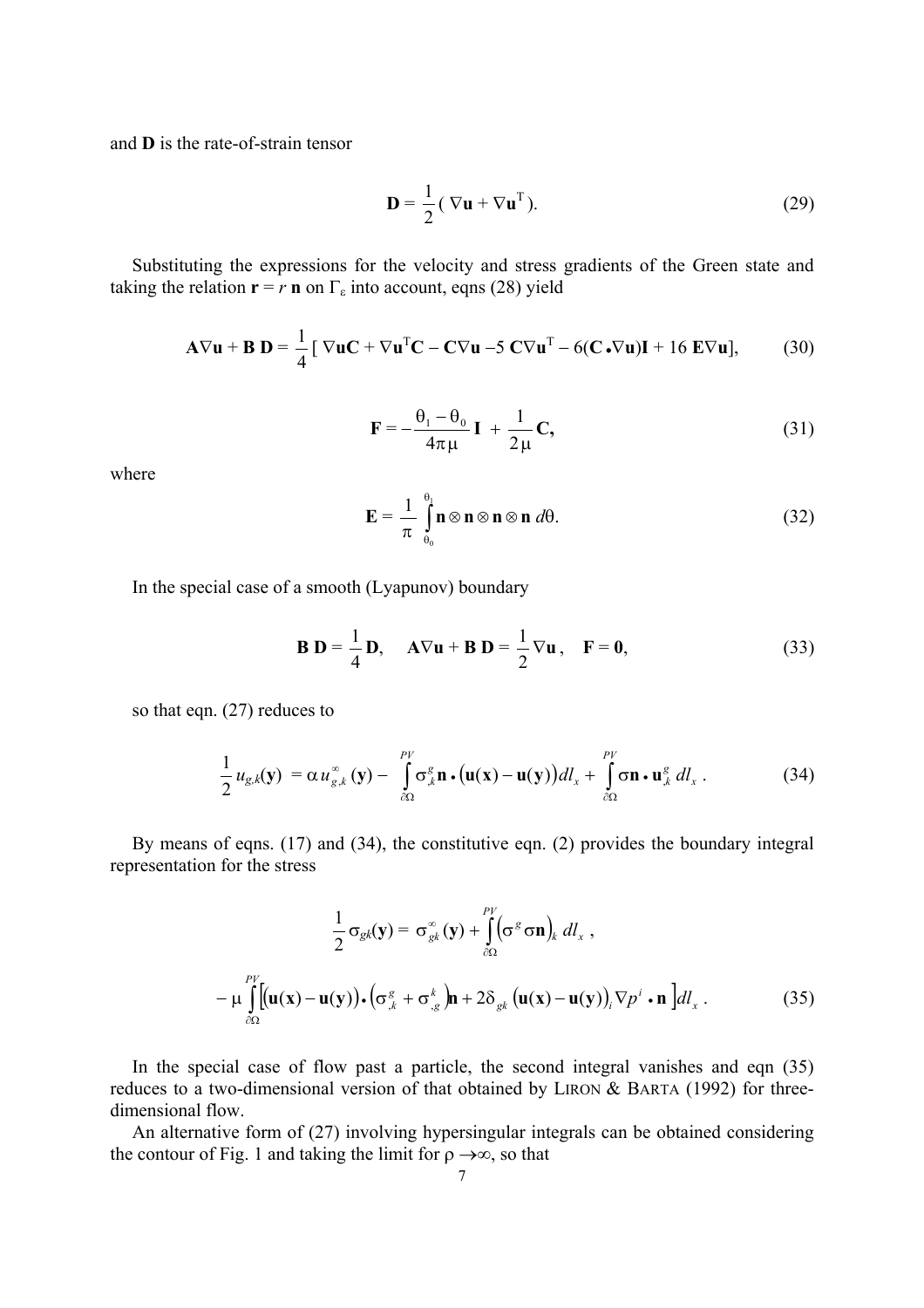and **D** is the rate-of-strain tensor

$$\mathbf{D} = \frac{1}{2}\left( \nabla\mathbf{u} + \nabla\mathbf{u}^{\mathrm{T}} \right). \tag{29}$$

Substituting the expressions for the velocity and stress gradients of the Green state and taking the relation $\mathbf{r} = r\,\mathbf{n}$ on $\Gamma_\varepsilon$ into account, eqns (28) yield

$$\mathbf{A}\nabla\mathbf{u} + \mathbf{B}\,\mathbf{D} = \frac{1}{4}\left[\, \nabla\mathbf{u}\mathbf{C} + \nabla\mathbf{u}^{\mathrm{T}}\mathbf{C} - \mathbf{C}\nabla\mathbf{u} - 5\,\mathbf{C}\nabla\mathbf{u}^{\mathrm{T}} - 6(\mathbf{C}\bullet\nabla\mathbf{u})\mathbf{I} + 16\,\mathbf{E}\nabla\mathbf{u}\right], \tag{30}$$

$$\mathbf{F} = -\frac{\theta_1 - \theta_0}{4\pi\mu}\,\mathbf{I} + \frac{1}{2\mu}\,\mathbf{C}, \tag{31}$$

where

$$\mathbf{E} = \frac{1}{\pi}\int_{\theta_0}^{\theta_1} \mathbf{n}\otimes\mathbf{n}\otimes\mathbf{n}\otimes\mathbf{n}\; d\theta. \tag{32}$$

In the special case of a smooth (Lyapunov) boundary

$$\mathbf{B}\,\mathbf{D} = \frac{1}{4}\,\mathbf{D}, \quad \mathbf{A}\nabla\mathbf{u} + \mathbf{B}\,\mathbf{D} = \frac{1}{2}\nabla\mathbf{u}\,, \quad \mathbf{F} = \mathbf{0}, \tag{33}$$

so that eqn. (27) reduces to

$$\frac{1}{2}\,u_{g,k}(\mathbf{y}) = \alpha\, u^{\infty}_{g,k}(\mathbf{y}) - \overset{PV}{\int_{\partial\Omega}} \sigma^{g}_{,k}\mathbf{n}\bullet\big(\mathbf{u}(\mathbf{x}) - \mathbf{u}(\mathbf{y})\big)\,dl_x + \overset{PV}{\int_{\partial\Omega}} \sigma\mathbf{n}\bullet\mathbf{u}^{g}_{,k}\; dl_x\,. \tag{34}$$

By means of eqns. (17) and (34), the constitutive eqn. (2) provides the boundary integral representation for the stress

$$\frac{1}{2}\,\sigma_{gk}(\mathbf{y}) = \sigma^{\infty}_{gk}(\mathbf{y}) + \overset{PV}{\int_{\partial\Omega}} \left(\sigma^{g}\sigma\mathbf{n}\right)_k\, dl_x\,,$$

$$-\,\mu\overset{PV}{\int_{\partial\Omega}} \Big[\big(\mathbf{u}(\mathbf{x}) - \mathbf{u}(\mathbf{y})\big)\bullet\big(\sigma^{g}_{,k} + \sigma^{k}_{,g}\big)\mathbf{n} + 2\delta_{gk}\big(\mathbf{u}(\mathbf{x}) - \mathbf{u}(\mathbf{y})\big)_i \nabla p^{i}\bullet\mathbf{n}\,\Big] dl_x\,. \tag{35}$$

In the special case of flow past a particle, the second integral vanishes and eqn (35) reduces to a two-dimensional version of that obtained by LIRON & BARTA (1992) for three-dimensional flow.

An alternative form of (27) involving hypersingular integrals can be obtained considering the contour of Fig. 1 and taking the limit for $\rho \rightarrow\infty$, so that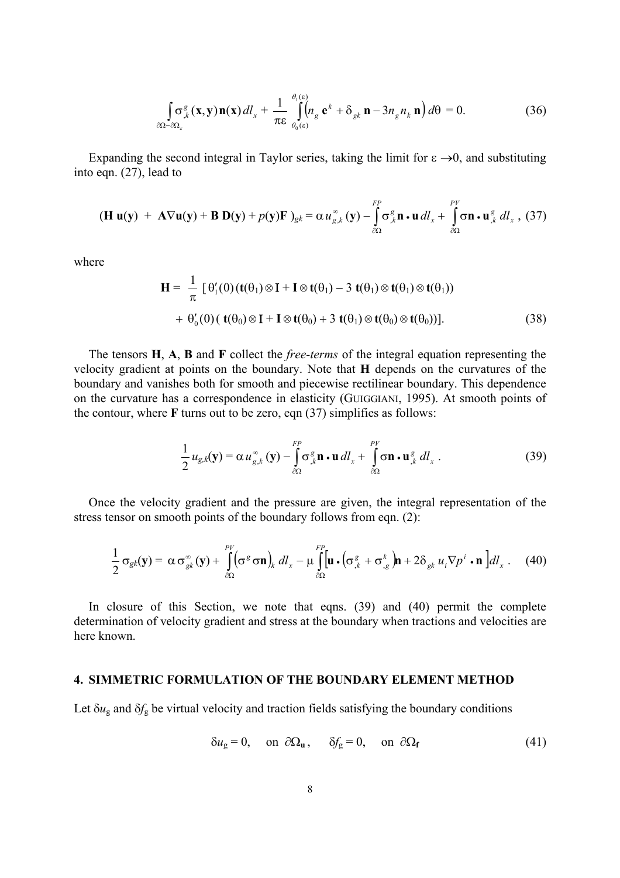$$\int_{\partial\Omega-\partial\Omega_\varepsilon} \sigma^g_{,k}(\mathbf{x},\mathbf{y})\,\mathbf{n}(\mathbf{x})\,dl_x + \frac{1}{\pi\varepsilon}\int_{\theta_0(\varepsilon)}^{\theta_1(\varepsilon)} \left(n_g\,\mathbf{e}^k + \delta_{gk}\,\mathbf{n} - 3n_g n_k\,\mathbf{n}\right) d\theta \;=\; 0. \tag{36}$$

Expanding the second integral in Taylor series, taking the limit for $\varepsilon \to 0$, and substituting into eqn. (27), lead to

$$(\mathbf{H}\,\mathbf{u}(\mathbf{y}) \;+\; \mathbf{A}\nabla\mathbf{u}(\mathbf{y}) + \mathbf{B}\,\mathbf{D}(\mathbf{y}) + p(\mathbf{y})\mathbf{F}\,)_{gk} = \alpha\, u^{\infty}_{g,k}(\mathbf{y}) - \overset{FP}{\int_{\partial\Omega}} \sigma^g_{,k}\mathbf{n}\bullet\mathbf{u}\,dl_x + \overset{PV}{\int_{\partial\Omega}} \sigma\mathbf{n}\bullet\mathbf{u}^g_{,k}\,dl_x\,, \tag{37}$$

where

$$\mathbf{H} = \frac{1}{\pi}\,[\,\theta_1'(0)\,(\mathbf{t}(\theta_1)\otimes\mathbf{I} + \mathbf{I}\otimes\mathbf{t}(\theta_1) - 3\,\mathbf{t}(\theta_1)\otimes\mathbf{t}(\theta_1)\otimes\mathbf{t}(\theta_1))$$
$$+\;\theta_0'(0)\,(\,\mathbf{t}(\theta_0)\otimes\mathbf{I} + \mathbf{I}\otimes\mathbf{t}(\theta_0) + 3\,\mathbf{t}(\theta_1)\otimes\mathbf{t}(\theta_0)\otimes\mathbf{t}(\theta_0))]. \tag{38}$$

The tensors **H**, **A**, **B** and **F** collect the *free-terms* of the integral equation representing the velocity gradient at points on the boundary. Note that **H** depends on the curvatures of the boundary and vanishes both for smooth and piecewise rectilinear boundary. This dependence on the curvature has a correspondence in elasticity (GUIGGIANI, 1995). At smooth points of the contour, where **F** turns out to be zero, eqn (37) simplifies as follows:

$$\frac{1}{2}\,u_{g,k}(\mathbf{y}) = \alpha\, u^{\infty}_{g,k}(\mathbf{y}) - \overset{FP}{\int_{\partial\Omega}} \sigma^g_{,k}\mathbf{n}\bullet\mathbf{u}\,dl_x + \overset{PV}{\int_{\partial\Omega}} \sigma\mathbf{n}\bullet\mathbf{u}^g_{,k}\,dl_x\,. \tag{39}$$

Once the velocity gradient and the pressure are given, the integral representation of the stress tensor on smooth points of the boundary follows from eqn. (2):

$$\frac{1}{2}\,\sigma_{gk}(\mathbf{y}) = \;\alpha\,\sigma^{\infty}_{gk}(\mathbf{y}) + \overset{PV}{\int_{\partial\Omega}} \left(\sigma^g\sigma\mathbf{n}\right)_k\,dl_x - \mu\overset{FP}{\int_{\partial\Omega}} \left[\mathbf{u}\bullet\left(\sigma^g_{,k} + \sigma^k_{,g}\right)\mathbf{n} + 2\delta_{gk}\,u_i\nabla p^i\bullet\mathbf{n}\,\right] dl_x\,. \tag{40}$$

In closure of this Section, we note that eqns. (39) and (40) permit the complete determination of velocity gradient and stress at the boundary when tractions and velocities are here known.

## 4. SIMMETRIC FORMULATION OF THE BOUNDARY ELEMENT METHOD

Let $\delta u_g$ and $\delta f_g$ be virtual velocity and traction fields satisfying the boundary conditions

$$\delta u_g = 0, \quad \text{on } \partial\Omega_{\mathbf{u}}\,, \qquad \delta f_g = 0, \quad \text{on } \partial\Omega_{\mathbf{f}} \tag{41}$$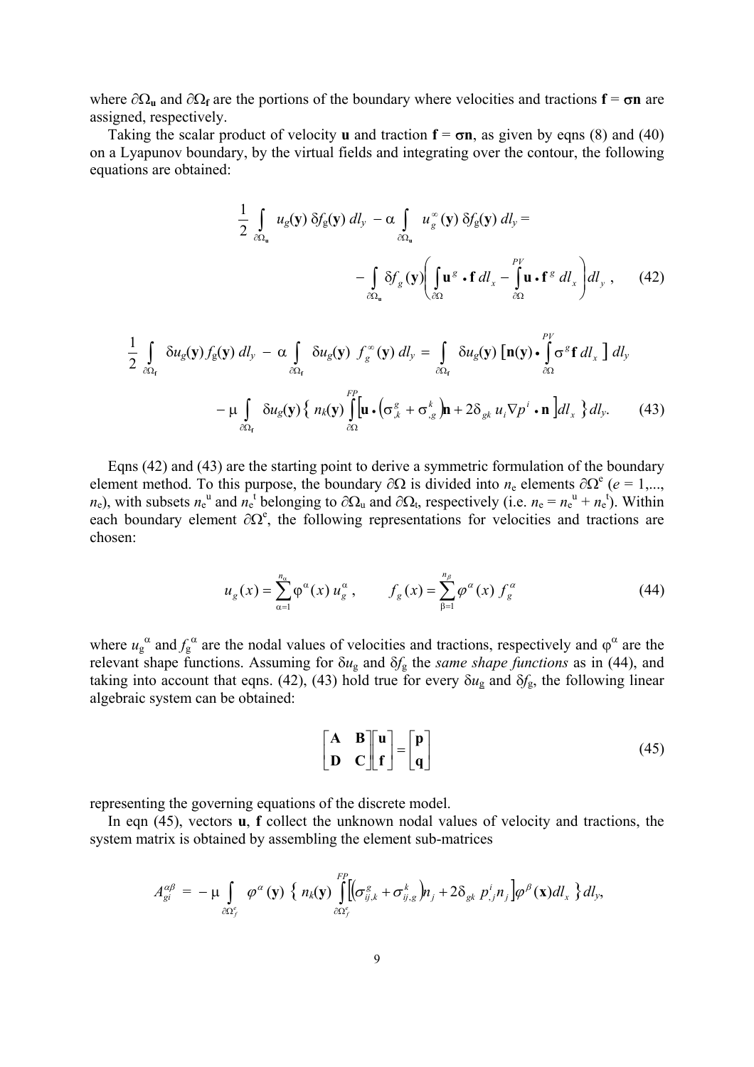where $\partial\Omega_{\mathbf{u}}$ and $\partial\Omega_{\mathbf{f}}$ are the portions of the boundary where velocities and tractions $\mathbf{f} = \boldsymbol{\sigma}\mathbf{n}$ are assigned, respectively.

Taking the scalar product of velocity $\mathbf{u}$ and traction $\mathbf{f} = \boldsymbol{\sigma}\mathbf{n}$, as given by eqns (8) and (40) on a Lyapunov boundary, by the virtual fields and integrating over the contour, the following equations are obtained:

$$\frac{1}{2}\int_{\partial\Omega_{\mathbf{u}}} u_g(\mathbf{y})\,\delta f_g(\mathbf{y})\,dl_y \;-\alpha \int_{\partial\Omega_{\mathbf{u}}} u_g^{\infty}(\mathbf{y})\,\delta f_g(\mathbf{y})\,dl_y = \\ -\int_{\partial\Omega_{\mathbf{u}}} \delta f_g(\mathbf{y}) \left( \int_{\partial\Omega} \mathbf{u}^g \bullet \mathbf{f}\,dl_x - \overset{PV}{\int_{\partial\Omega}} \mathbf{u} \bullet \mathbf{f}^g\,dl_x \right) dl_y\,, \tag{42}$$

$$\frac{1}{2}\int_{\partial\Omega_{\mathbf{f}}} \delta u_g(\mathbf{y})\,f_g(\mathbf{y})\,dl_y \;-\alpha \int_{\partial\Omega_{\mathbf{f}}} \delta u_g(\mathbf{y})\;f_g^{\infty}(\mathbf{y})\,dl_y = \int_{\partial\Omega_{\mathbf{f}}} \delta u_g(\mathbf{y}) \left[\mathbf{n}(\mathbf{y}) \bullet \overset{PV}{\int_{\partial\Omega}} \sigma^g \mathbf{f}\,dl_x \right] dl_y \\ -\mu \int_{\partial\Omega_{\mathbf{f}}} \delta u_g(\mathbf{y}) \left\{ n_k(\mathbf{y}) \overset{FP}{\int_{\partial\Omega}} \left[\mathbf{u} \bullet \left(\sigma^g_{,k} + \sigma^k_{,g}\right)\mathbf{n} + 2\delta_{gk}\, u_i \nabla p^i \bullet \mathbf{n}\right] dl_x \right\} dl_y. \tag{43}$$

Eqns (42) and (43) are the starting point to derive a symmetric formulation of the boundary element method. To this purpose, the boundary $\partial\Omega$ is divided into $n_e$ elements $\partial\Omega^e$ ($e = 1,..., n_e$), with subsets $n_e^u$ and $n_e^t$ belonging to $\partial\Omega_u$ and $\partial\Omega_t$, respectively (i.e. $n_e = n_e^u + n_e^t$). Within each boundary element $\partial\Omega^e$, the following representations for velocities and tractions are chosen:

$$u_g(x) = \sum_{\alpha=1}^{n_\alpha} \varphi^\alpha(x)\, u_g^\alpha\,, \qquad f_g(x) = \sum_{\beta=1}^{n_\beta} \varphi^\alpha(x)\, f_g^\alpha \tag{44}$$

where $u_g^\alpha$ and $f_g^\alpha$ are the nodal values of velocities and tractions, respectively and $\varphi^\alpha$ are the relevant shape functions. Assuming for $\delta u_g$ and $\delta f_g$ the *same shape functions* as in (44), and taking into account that eqns. (42), (43) hold true for every $\delta u_g$ and $\delta f_g$, the following linear algebraic system can be obtained:

$$\begin{bmatrix} \mathbf{A} & \mathbf{B} \\ \mathbf{D} & \mathbf{C} \end{bmatrix} \begin{bmatrix} \mathbf{u} \\ \mathbf{f} \end{bmatrix} = \begin{bmatrix} \mathbf{p} \\ \mathbf{q} \end{bmatrix} \tag{45}$$

representing the governing equations of the discrete model.

In eqn (45), vectors $\mathbf{u}$, $\mathbf{f}$ collect the unknown nodal values of velocity and tractions, the system matrix is obtained by assembling the element sub-matrices

$$A_{gi}^{\alpha\beta} = -\mu \int_{\partial\Omega_f^e} \varphi^\alpha(\mathbf{y}) \left\{ n_k(\mathbf{y}) \overset{FP}{\int_{\partial\Omega_f^e}} \left[ \left(\sigma_{ij,k}^g + \sigma_{ij,g}^k\right) n_j + 2\delta_{gk}\, p_{,j}^i n_j \right] \varphi^\beta(\mathbf{x})\,dl_x \right\} dl_y,$$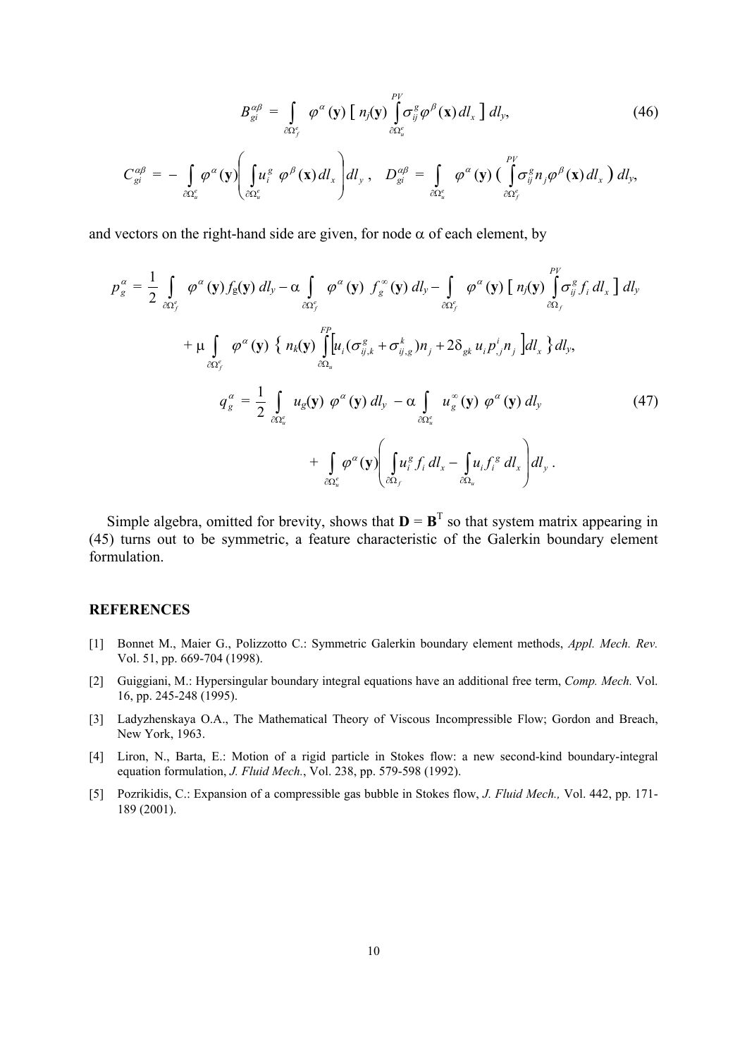$$B_{gi}^{\alpha\beta} = \int_{\partial\Omega_f^e} \varphi^{\alpha}(\mathbf{y}) \left[ n_j(\mathbf{y}) \overset{PV}{\int_{\partial\Omega_u^e}} \sigma_{ij}^{g} \varphi^{\beta}(\mathbf{x})\, dl_x \right] dl_y, \tag{46}$$

$$C_{gi}^{\alpha\beta} = -\int_{\partial\Omega_u^e} \varphi^{\alpha}(\mathbf{y}) \left( \int_{\partial\Omega_u^e} u_i^{g}\, \varphi^{\beta}(\mathbf{x})\, dl_x \right) dl_y\,, \quad D_{gi}^{\alpha\beta} = \int_{\partial\Omega_u^e} \varphi^{\alpha}(\mathbf{y}) \left( \overset{PV}{\int_{\partial\Omega_f^e}} \sigma_{ij}^{g} n_j \varphi^{\beta}(\mathbf{x})\, dl_x \right) dl_y,$$

and vectors on the right-hand side are given, for node $\alpha$ of each element, by

$$p_g^{\alpha} = \frac{1}{2} \int_{\partial\Omega_f^e} \varphi^{\alpha}(\mathbf{y}) f_g(\mathbf{y})\, dl_y - \alpha \int_{\partial\Omega_f^e} \varphi^{\alpha}(\mathbf{y})\; f_g^{\infty}(\mathbf{y})\, dl_y - \int_{\partial\Omega_f^e} \varphi^{\alpha}(\mathbf{y}) \left[ n_j(\mathbf{y}) \overset{PV}{\int_{\partial\Omega_f}} \sigma_{ij}^{g} f_i\, dl_x \right] dl_y$$

$$+ \mu \int_{\partial\Omega_f^e} \varphi^{\alpha}(\mathbf{y}) \left\{ n_k(\mathbf{y}) \overset{FP}{\int_{\partial\Omega_u}} \left[ u_i (\sigma_{ij,k}^{g} + \sigma_{ij,g}^{k}) n_j + 2\delta_{gk}\, u_i\, p_{,j}^{i} n_j \right] dl_x \right\} dl_y,$$

$$q_g^{\alpha} = \frac{1}{2} \int_{\partial\Omega_u^e} u_g(\mathbf{y})\; \varphi^{\alpha}(\mathbf{y})\, dl_y \; - \alpha \int_{\partial\Omega_u^e} u_g^{\infty}(\mathbf{y})\; \varphi^{\alpha}(\mathbf{y})\, dl_y \tag{47}$$

$$+ \int_{\partial\Omega_u^e} \varphi^{\alpha}(\mathbf{y}) \left( \int_{\partial\Omega_f} u_i^{g} f_i\, dl_x - \int_{\partial\Omega_u} u_i f_i^{g}\, dl_x \right) dl_y\,.$$

Simple algebra, omitted for brevity, shows that $\mathbf{D} = \mathbf{B}^{\mathrm{T}}$ so that system matrix appearing in (45) turns out to be symmetric, a feature characteristic of the Galerkin boundary element formulation.

## REFERENCES

[1] Bonnet M., Maier G., Polizzotto C.: Symmetric Galerkin boundary element methods, *Appl. Mech. Rev.* Vol. 51, pp. 669-704 (1998).

[2] Guiggiani, M.: Hypersingular boundary integral equations have an additional free term, *Comp. Mech.* Vol. 16, pp. 245-248 (1995).

[3] Ladyzhenskaya O.A., The Mathematical Theory of Viscous Incompressible Flow; Gordon and Breach, New York, 1963.

[4] Liron, N., Barta, E.: Motion of a rigid particle in Stokes flow: a new second-kind boundary-integral equation formulation, *J. Fluid Mech.*, Vol. 238, pp. 579-598 (1992).

[5] Pozrikidis, C.: Expansion of a compressible gas bubble in Stokes flow, *J. Fluid Mech.,* Vol. 442, pp. 171-189 (2001).